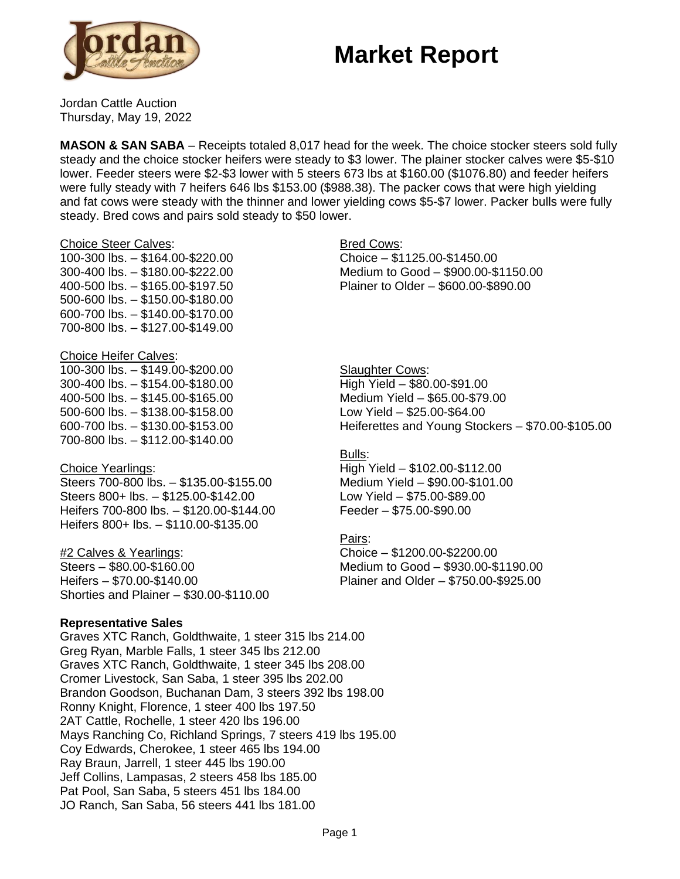# Market Report

Jordan Cattle Auction
Thursday, May 19, 2022

**MASON & SAN SABA** – Receipts totaled 8,017 head for the week. The choice stocker steers sold fully steady and the choice stocker heifers were steady to $3 lower. The plainer stocker calves were $5-$10 lower. Feeder steers were $2-$3 lower with 5 steers 673 lbs at $160.00 ($1076.80) and feeder heifers were fully steady with 7 heifers 646 lbs $153.00 ($988.38). The packer cows that were high yielding and fat cows were steady with the thinner and lower yielding cows $5-$7 lower. Packer bulls were fully steady. Bred cows and pairs sold steady to $50 lower.

Choice Steer Calves:
100-300 lbs. – $164.00-$220.00
300-400 lbs. – $180.00-$222.00
400-500 lbs. – $165.00-$197.50
500-600 lbs. – $150.00-$180.00
600-700 lbs. – $140.00-$170.00
700-800 lbs. – $127.00-$149.00

Choice Heifer Calves:
100-300 lbs. – $149.00-$200.00
300-400 lbs. – $154.00-$180.00
400-500 lbs. – $145.00-$165.00
500-600 lbs. – $138.00-$158.00
600-700 lbs. – $130.00-$153.00
700-800 lbs. – $112.00-$140.00

Choice Yearlings:
Steers 700-800 lbs. – $135.00-$155.00
Steers 800+ lbs. – $125.00-$142.00
Heifers 700-800 lbs. – $120.00-$144.00
Heifers 800+ lbs. – $110.00-$135.00

#2 Calves & Yearlings:
Steers – $80.00-$160.00
Heifers – $70.00-$140.00
Shorties and Plainer – $30.00-$110.00

Bred Cows:
Choice – $1125.00-$1450.00
Medium to Good – $900.00-$1150.00
Plainer to Older – $600.00-$890.00

Slaughter Cows:
High Yield – $80.00-$91.00
Medium Yield – $65.00-$79.00
Low Yield – $25.00-$64.00
Heiferettes and Young Stockers – $70.00-$105.00

Bulls:
High Yield – $102.00-$112.00
Medium Yield – $90.00-$101.00
Low Yield – $75.00-$89.00
Feeder – $75.00-$90.00

Pairs:
Choice – $1200.00-$2200.00
Medium to Good – $930.00-$1190.00
Plainer and Older – $750.00-$925.00

**Representative Sales**

Graves XTC Ranch, Goldthwaite, 1 steer 315 lbs 214.00
Greg Ryan, Marble Falls, 1 steer 345 lbs 212.00
Graves XTC Ranch, Goldthwaite, 1 steer 345 lbs 208.00
Cromer Livestock, San Saba, 1 steer 395 lbs 202.00
Brandon Goodson, Buchanan Dam, 3 steers 392 lbs 198.00
Ronny Knight, Florence, 1 steer 400 lbs 197.50
2AT Cattle, Rochelle, 1 steer 420 lbs 196.00
Mays Ranching Co, Richland Springs, 7 steers 419 lbs 195.00
Coy Edwards, Cherokee, 1 steer 465 lbs 194.00
Ray Braun, Jarrell, 1 steer 445 lbs 190.00
Jeff Collins, Lampasas, 2 steers 458 lbs 185.00
Pat Pool, San Saba, 5 steers 451 lbs 184.00
JO Ranch, San Saba, 56 steers 441 lbs 181.00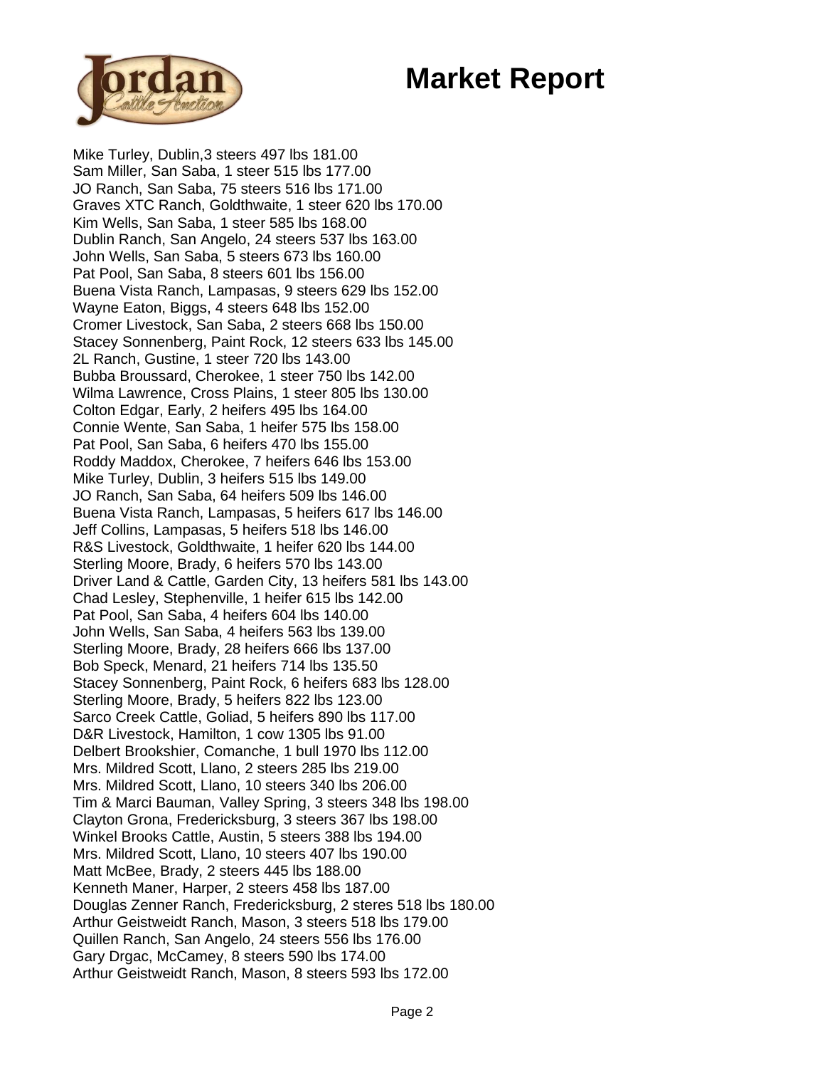# Market Report

Mike Turley, Dublin,3 steers 497 lbs 181.00
Sam Miller, San Saba, 1 steer 515 lbs 177.00
JO Ranch, San Saba, 75 steers 516 lbs 171.00
Graves XTC Ranch, Goldthwaite, 1 steer 620 lbs 170.00
Kim Wells, San Saba, 1 steer 585 lbs 168.00
Dublin Ranch, San Angelo, 24 steers 537 lbs 163.00
John Wells, San Saba, 5 steers 673 lbs 160.00
Pat Pool, San Saba, 8 steers 601 lbs 156.00
Buena Vista Ranch, Lampasas, 9 steers 629 lbs 152.00
Wayne Eaton, Biggs, 4 steers 648 lbs 152.00
Cromer Livestock, San Saba, 2 steers 668 lbs 150.00
Stacey Sonnenberg, Paint Rock, 12 steers 633 lbs 145.00
2L Ranch, Gustine, 1 steer 720 lbs 143.00
Bubba Broussard, Cherokee, 1 steer 750 lbs 142.00
Wilma Lawrence, Cross Plains, 1 steer 805 lbs 130.00
Colton Edgar, Early, 2 heifers 495 lbs 164.00
Connie Wente, San Saba, 1 heifer 575 lbs 158.00
Pat Pool, San Saba, 6 heifers 470 lbs 155.00
Roddy Maddox, Cherokee, 7 heifers 646 lbs 153.00
Mike Turley, Dublin, 3 heifers 515 lbs 149.00
JO Ranch, San Saba, 64 heifers 509 lbs 146.00
Buena Vista Ranch, Lampasas, 5 heifers 617 lbs 146.00
Jeff Collins, Lampasas, 5 heifers 518 lbs 146.00
R&S Livestock, Goldthwaite, 1 heifer 620 lbs 144.00
Sterling Moore, Brady, 6 heifers 570 lbs 143.00
Driver Land & Cattle, Garden City, 13 heifers 581 lbs 143.00
Chad Lesley, Stephenville, 1 heifer 615 lbs 142.00
Pat Pool, San Saba, 4 heifers 604 lbs 140.00
John Wells, San Saba, 4 heifers 563 lbs 139.00
Sterling Moore, Brady, 28 heifers 666 lbs 137.00
Bob Speck, Menard, 21 heifers 714 lbs 135.50
Stacey Sonnenberg, Paint Rock, 6 heifers 683 lbs 128.00
Sterling Moore, Brady, 5 heifers 822 lbs 123.00
Sarco Creek Cattle, Goliad, 5 heifers 890 lbs 117.00
D&R Livestock, Hamilton, 1 cow 1305 lbs 91.00
Delbert Brookshier, Comanche, 1 bull 1970 lbs 112.00
Mrs. Mildred Scott, Llano, 2 steers 285 lbs 219.00
Mrs. Mildred Scott, Llano, 10 steers 340 lbs 206.00
Tim & Marci Bauman, Valley Spring, 3 steers 348 lbs 198.00
Clayton Grona, Fredericksburg, 3 steers 367 lbs 198.00
Winkel Brooks Cattle, Austin, 5 steers 388 lbs 194.00
Mrs. Mildred Scott, Llano, 10 steers 407 lbs 190.00
Matt McBee, Brady, 2 steers 445 lbs 188.00
Kenneth Maner, Harper, 2 steers 458 lbs 187.00
Douglas Zenner Ranch, Fredericksburg, 2 steres 518 lbs 180.00
Arthur Geistweidt Ranch, Mason, 3 steers 518 lbs 179.00
Quillen Ranch, San Angelo, 24 steers 556 lbs 176.00
Gary Drgac, McCamey, 8 steers 590 lbs 174.00
Arthur Geistweidt Ranch, Mason, 8 steers 593 lbs 172.00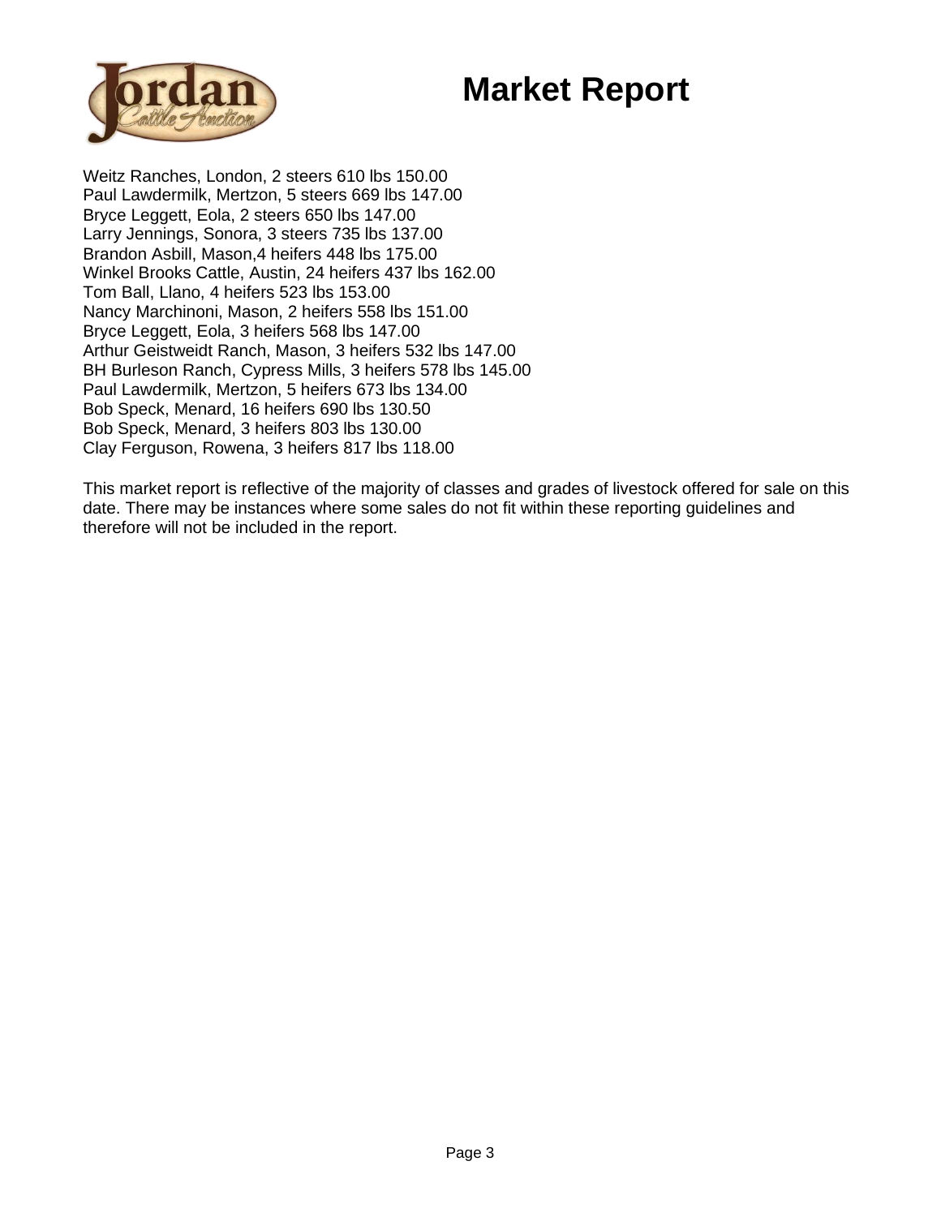# Market Report

Weitz Ranches, London, 2 steers 610 lbs 150.00
Paul Lawdermilk, Mertzon, 5 steers 669 lbs 147.00
Bryce Leggett, Eola, 2 steers 650 lbs 147.00
Larry Jennings, Sonora, 3 steers 735 lbs 137.00
Brandon Asbill, Mason,4 heifers 448 lbs 175.00
Winkel Brooks Cattle, Austin, 24 heifers 437 lbs 162.00
Tom Ball, Llano, 4 heifers 523 lbs 153.00
Nancy Marchinoni, Mason, 2 heifers 558 lbs 151.00
Bryce Leggett, Eola, 3 heifers 568 lbs 147.00
Arthur Geistweidt Ranch, Mason, 3 heifers 532 lbs 147.00
BH Burleson Ranch, Cypress Mills, 3 heifers 578 lbs 145.00
Paul Lawdermilk, Mertzon, 5 heifers 673 lbs 134.00
Bob Speck, Menard, 16 heifers 690 lbs 130.50
Bob Speck, Menard, 3 heifers 803 lbs 130.00
Clay Ferguson, Rowena, 3 heifers 817 lbs 118.00

This market report is reflective of the majority of classes and grades of livestock offered for sale on this date. There may be instances where some sales do not fit within these reporting guidelines and therefore will not be included in the report.